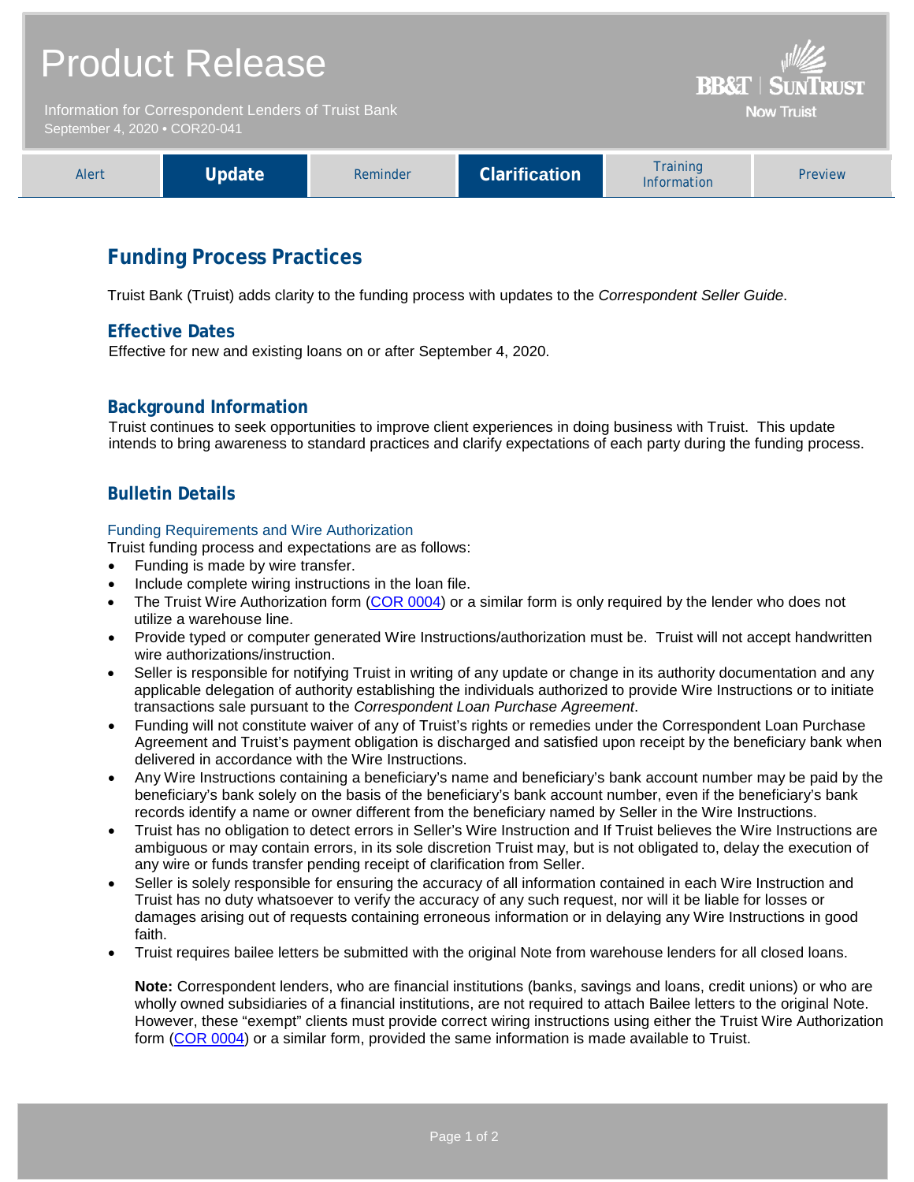# Product Release

Information for Correspondent Lenders of Truist Bank
September 4, 2020 • COR20-041

BB&T | SunTrust
Now Truist

| Alert | **Update** | Reminder | **Clarification** | Training Information | Preview |
|---|---|---|---|---|---|

## Funding Process Practices

Truist Bank (Truist) adds clarity to the funding process with updates to the *Correspondent Seller Guide*.

### Effective Dates

Effective for new and existing loans on or after September 4, 2020.

### Background Information

Truist continues to seek opportunities to improve client experiences in doing business with Truist. This update intends to bring awareness to standard practices and clarify expectations of each party during the funding process.

### Bulletin Details

#### Funding Requirements and Wire Authorization

Truist funding process and expectations are as follows:

- Funding is made by wire transfer.
- Include complete wiring instructions in the loan file.
- The Truist Wire Authorization form (COR 0004) or a similar form is only required by the lender who does not utilize a warehouse line.
- Provide typed or computer generated Wire Instructions/authorization must be. Truist will not accept handwritten wire authorizations/instruction.
- Seller is responsible for notifying Truist in writing of any update or change in its authority documentation and any applicable delegation of authority establishing the individuals authorized to provide Wire Instructions or to initiate transactions sale pursuant to the *Correspondent Loan Purchase Agreement*.
- Funding will not constitute waiver of any of Truist's rights or remedies under the Correspondent Loan Purchase Agreement and Truist's payment obligation is discharged and satisfied upon receipt by the beneficiary bank when delivered in accordance with the Wire Instructions.
- Any Wire Instructions containing a beneficiary's name and beneficiary's bank account number may be paid by the beneficiary's bank solely on the basis of the beneficiary's bank account number, even if the beneficiary's bank records identify a name or owner different from the beneficiary named by Seller in the Wire Instructions.
- Truist has no obligation to detect errors in Seller's Wire Instruction and If Truist believes the Wire Instructions are ambiguous or may contain errors, in its sole discretion Truist may, but is not obligated to, delay the execution of any wire or funds transfer pending receipt of clarification from Seller.
- Seller is solely responsible for ensuring the accuracy of all information contained in each Wire Instruction and Truist has no duty whatsoever to verify the accuracy of any such request, nor will it be liable for losses or damages arising out of requests containing erroneous information or in delaying any Wire Instructions in good faith.
- Truist requires bailee letters be submitted with the original Note from warehouse lenders for all closed loans.

  **Note:** Correspondent lenders, who are financial institutions (banks, savings and loans, credit unions) or who are wholly owned subsidiaries of a financial institutions, are not required to attach Bailee letters to the original Note. However, these "exempt" clients must provide correct wiring instructions using either the Truist Wire Authorization form (COR 0004) or a similar form, provided the same information is made available to Truist.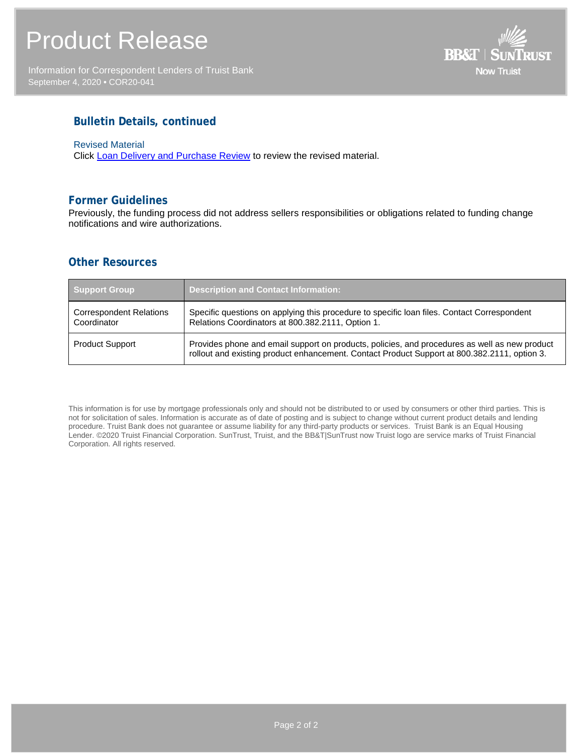## Bulletin Details, continued

Revised Material
Click Loan Delivery and Purchase Review to review the revised material.

## Former Guidelines

Previously, the funding process did not address sellers responsibilities or obligations related to funding change notifications and wire authorizations.

## Other Resources

| Support Group | Description and Contact Information: |
|---|---|
| Correspondent Relations Coordinator | Specific questions on applying this procedure to specific loan files. Contact Correspondent Relations Coordinators at 800.382.2111, Option 1. |
| Product Support | Provides phone and email support on products, policies, and procedures as well as new product rollout and existing product enhancement. Contact Product Support at 800.382.2111, option 3. |

This information is for use by mortgage professionals only and should not be distributed to or used by consumers or other third parties. This is not for solicitation of sales. Information is accurate as of date of posting and is subject to change without current product details and lending procedure. Truist Bank does not guarantee or assume liability for any third-party products or services. Truist Bank is an Equal Housing Lender. ©2020 Truist Financial Corporation. SunTrust, Truist, and the BB&T|SunTrust now Truist logo are service marks of Truist Financial Corporation. All rights reserved.